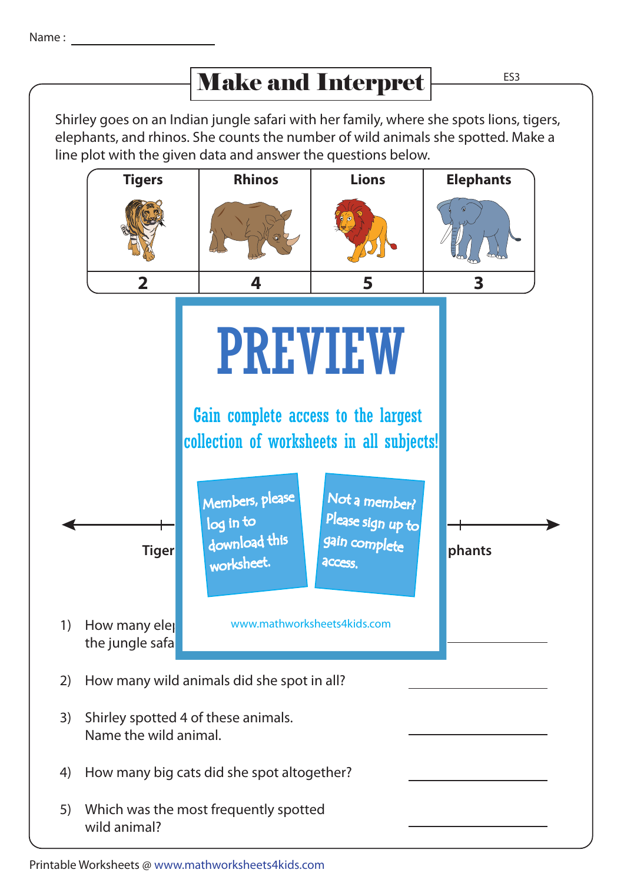Name : ____________

# Make and Interpret

Shirley goes on an Indian jungle safari with her family, where she spots lions, tigers, elephants, and rhinos. She counts the number of wild animals she spotted. Make a line plot with the given data and answer the questions below.

| Tigers | Rhinos | Lions | Elephants |
|---|---|---|---|
| 2 | 4 | 5 | 3 |

PREVIEW

Gain complete access to the largest collection of worksheets in all subjects!

Members, please log in to download this worksheet.

Not a member? Please sign up to gain complete access.

www.mathworksheets4kids.com

Tiger ... phants

1) How many ele... the jungle safa... ____________

2) How many wild animals did she spot in all? ____________

3) Shirley spotted 4 of these animals. Name the wild animal. ____________

4) How many big cats did she spot altogether? ____________

5) Which was the most frequently spotted wild animal? ____________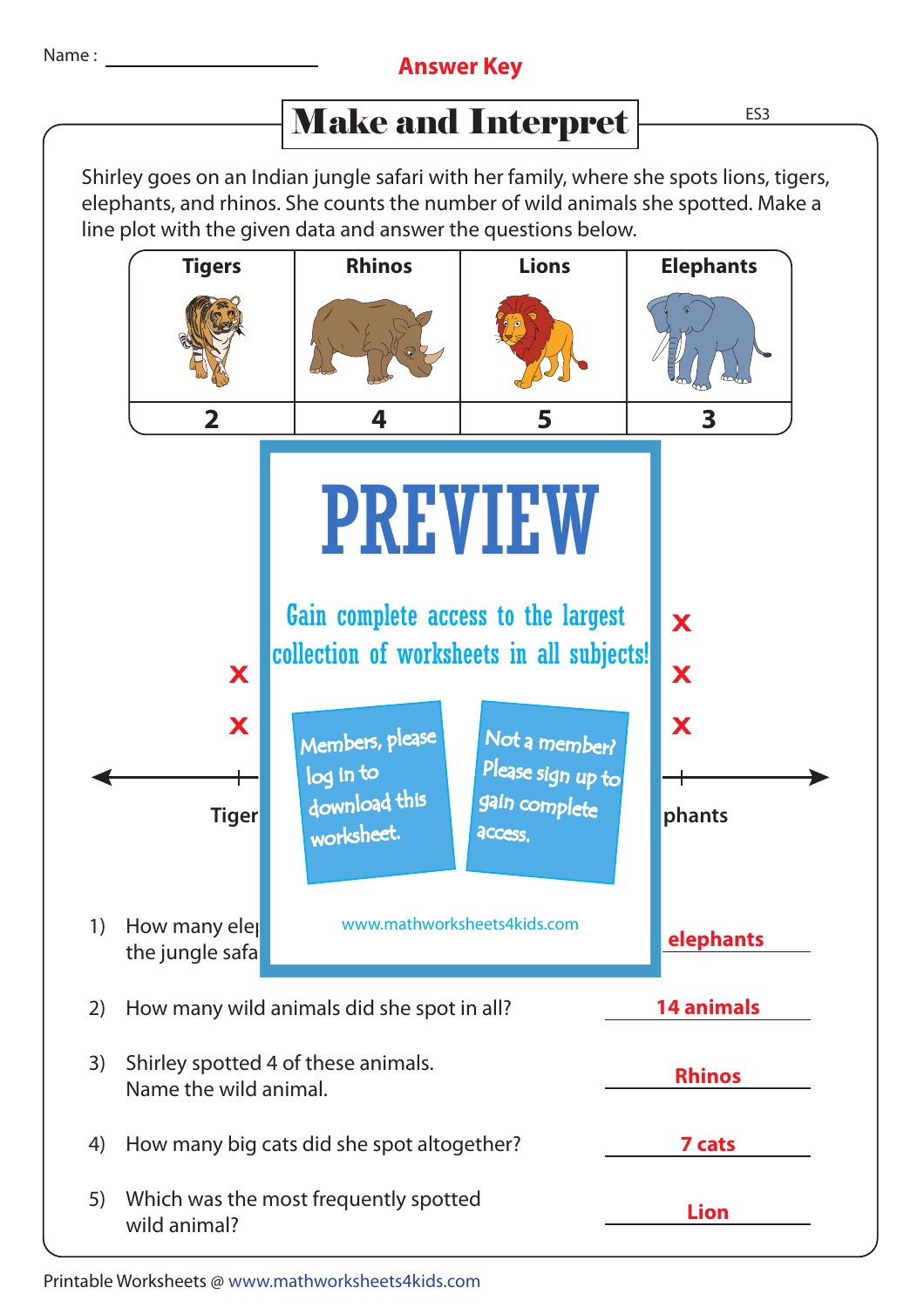Name : ____________

**Answer Key**

# Make and Interpret

ES3

Shirley goes on an Indian jungle safari with her family, where she spots lions, tigers, elephants, and rhinos. She counts the number of wild animals she spotted. Make a line plot with the given data and answer the questions below.

| Tigers | Rhinos | Lions | Elephants |
|---|---|---|---|
| 2 | 4 | 5 | 3 |

x
x
x
x
x

Tiger

phants

**PREVIEW**

Gain complete access to the largest collection of worksheets in all subjects!

Members, please log in to download this worksheet.

Not a member? Please sign up to gain complete access.

www.mathworksheets4kids.com

1) How many ele[...] the jungle safa[...] — **elephants**

2) How many wild animals did she spot in all? — **14 animals**

3) Shirley spotted 4 of these animals. Name the wild animal. — **Rhinos**

4) How many big cats did she spot altogether? — **7 cats**

5) Which was the most frequently spotted wild animal? — **Lion**

Printable Worksheets @ www.mathworksheets4kids.com